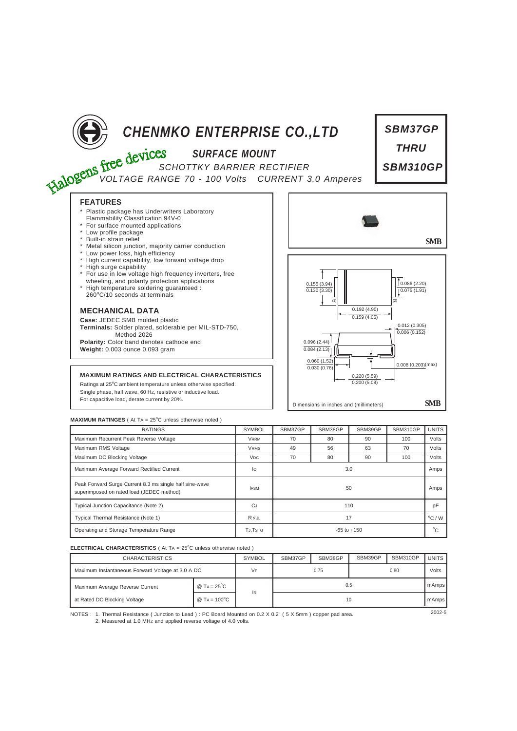# CHENMKO ENTERPRISE CO.,LTD

**SBM37GP**
**THRU**
**SBM310GP**

Halogens free devices

## SURFACE MOUNT

SCHOTTKY BARRIER RECTIFIER

VOLTAGE RANGE 70 - 100 Volts CURRENT 3.0 Amperes

### FEATURES

- * Plastic package has Underwriters Laboratory Flammability Classification 94V-0
- * For surface mounted applications
- * Low profile package
- * Built-in strain relief
- * Metal silicon junction, majority carrier conduction
- * Low power loss, high efficiency
- * High current capability, low forward voltage drop
- * High surge capability
- * For use in low voltage high frequency inverters, free wheeling, and polarity protection applications
- * High temperature soldering guaranteed : 260°C/10 seconds at terminals

### MECHANICAL DATA

**Case:** JEDEC SMB molded plastic
**Terminals:** Solder plated, solderable per MIL-STD-750, Method 2026
**Polarity:** Color band denotes cathode end
**Weight:** 0.003 ounce 0.093 gram

SMB

0.155 (3.94) / 0.130 (3.30); 0.086 (2.20) / 0.075 (1.91); 0.192 (4.90) / 0.159 (4.05); 0.012 (0.305) / 0.006 (0.152); 0.096 (2.44) / 0.084 (2.13); 0.060 (1.52) / 0.030 (0.76); 0.008 (0.203)(max); 0.220 (5.59) / 0.200 (5.08)

Dimensions in inches and (millimeters) SMB

### MAXIMUM RATINGS AND ELECTRICAL CHARACTERISTICS

Ratings at 25°C ambient temperature unless otherwise specified.
Single phase, half wave, 60 Hz, resistive or inductive load.
For capacitive load, derate current by 20%.

**MAXIMUM RATINGES** ( At $T_A$ = 25°C unless otherwise noted )

| RATINGS | SYMBOL | SBM37GP | SBM38GP | SBM39GP | SBM310GP | UNITS |
|---|---|---|---|---|---|---|
| Maximum Recurrent Peak Reverse Voltage | $V_{RRM}$ | 70 | 80 | 90 | 100 | Volts |
| Maximum RMS Voltage | $V_{RMS}$ | 49 | 56 | 63 | 70 | Volts |
| Maximum DC Blocking Voltage | $V_{DC}$ | 70 | 80 | 90 | 100 | Volts |
| Maximum Average Forward Rectified Current | $I_O$ | 3.0 | | | | Amps |
| Peak Forward Surge Current 8.3 ms single half sine-wave superimposed on rated load (JEDEC method) | $I_{FSM}$ | 50 | | | | Amps |
| Typical Junction Capacitance (Note 2) | $C_J$ | 110 | | | | pF |
| Typical Thermal Resistance (Note 1) | $R_{\theta JL}$ | 17 | | | | °C / W |
| Operating and Storage Temperature Range | $T_J, T_{STG}$ | -65 to +150 | | | | °C |

**ELECTRICAL CHARACTERISTICS** ( At $T_A$ = 25°C unless otherwise noted )

| CHARACTERISTICS | | SYMBOL | SBM37GP | SBM38GP | SBM39GP | SBM310GP | UNITS |
|---|---|---|---|---|---|---|---|
| Maximum Instantaneous Forward Voltage at 3.0 A DC | | $V_F$ | 0.75 | | 0.80 | | Volts |
| Maximum Average Reverse Current | @ $T_A$ = 25°C | $I_R$ | 0.5 | | | | mAmps |
| at Rated DC Blocking Voltage | @ $T_A$ = 100°C | | 10 | | | | mAmps |

NOTES : 1. Thermal Resistance ( Junction to Lead ) : PC Board Mounted on 0.2 X 0.2" ( 5 X 5mm ) copper pad area.
2. Measured at 1.0 MHz and applied reverse voltage of 4.0 volts.

2002-5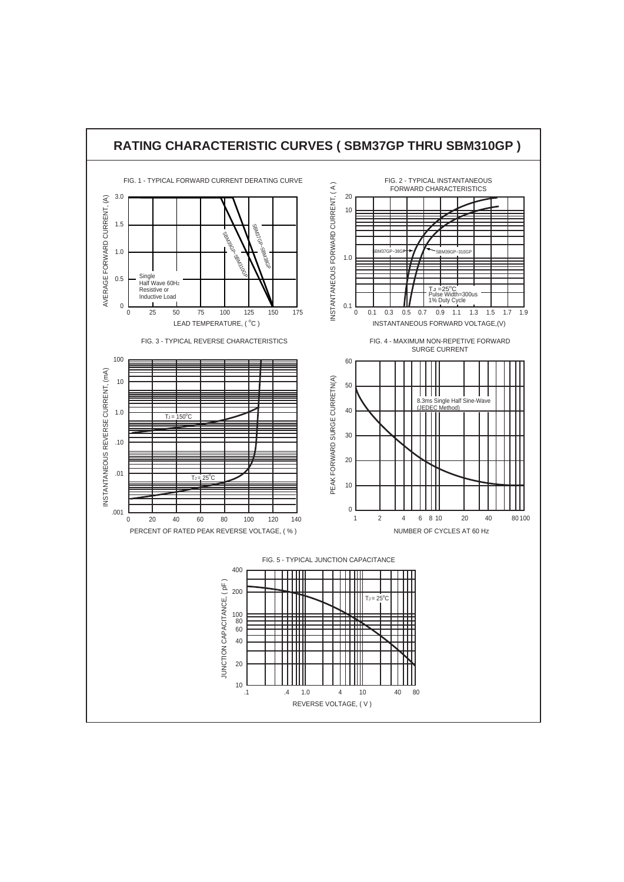# RATING CHARACTERISTIC CURVES ( SBM37GP THRU SBM310GP )

FIG. 1 - TYPICAL FORWARD CURRENT DERATING CURVE

AVERAGE FORWARD CURRENT, (A)

3.0
1.5
1.0
0.5
0

0 25 50 75 100 125 150 175

LEAD TEMPERATURE, ( °C )

Single
Half Wave 60Hz
Resistive or
Inductive Load

SBM37GP~SBM38GP

SBM39GP~SBM310GP

FIG. 2 - TYPICAL INSTANTANEOUS FORWARD CHARACTERISTICS

INSTANTANEOUS FORWARD CURRENT, ( A )

20
10
1.0
0.1

0 0.1 0.3 0.5 0.7 0.9 1.1 1.3 1.5 1.7 1.9

INSTANTANEOUS FORWARD VOLTAGE,(V)

SBM37GP~38GP

SBM39GP~310GP

TJ =25°C
Pulse Width=300us
1% Duty Cycle

FIG. 3 - TYPICAL REVERSE CHARACTERISTICS

INSTANTANEOUS REVERSE CURRENT, (mA)

100
10
1.0
.10
.01
.001

0 20 40 60 80 100 120 140

PERCENT OF RATED PEAK REVERSE VOLTAGE, ( % )

TJ = 150°C

TJ = 25°C

FIG. 4 - MAXIMUM NON-REPETIVE FORWARD SURGE CURRENT

PEAK FORWARD SURGE CURRETN(A)

60
50
40
30
20
10
0

1 2 4 6 8 10 20 40 80 100

NUMBER OF CYCLES AT 60 Hz

8.3ms Single Half Sine-Wave
(JEDEC Method)

FIG. 5 - TYPICAL JUNCTION CAPACITANCE

JUNCTION CAPACITANCE, ( pF )

400
200
100
80
60
40
20
10

.1 .4 1.0 4 10 40 80

REVERSE VOLTAGE, ( V )

TJ = 25°C